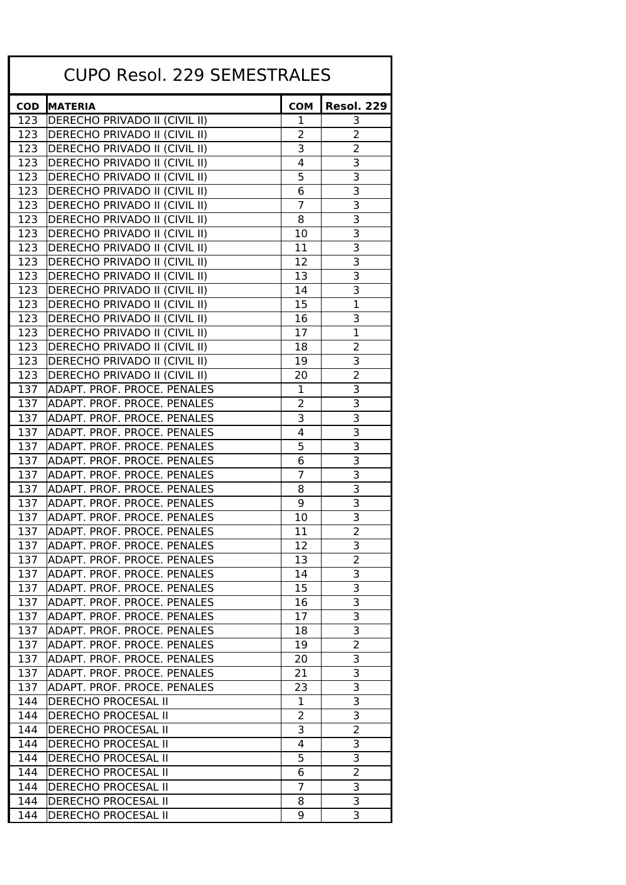# CUPO Resol. 229 SEMESTRALES

| COD | MATERIA | COM | Resol. 229 |
|---|---|---|---|
| 123 | DERECHO PRIVADO II (CIVIL II) | 1 | 3 |
| 123 | DERECHO PRIVADO II (CIVIL II) | 2 | 2 |
| 123 | DERECHO PRIVADO II (CIVIL II) | 3 | 2 |
| 123 | DERECHO PRIVADO II (CIVIL II) | 4 | 3 |
| 123 | DERECHO PRIVADO II (CIVIL II) | 5 | 3 |
| 123 | DERECHO PRIVADO II (CIVIL II) | 6 | 3 |
| 123 | DERECHO PRIVADO II (CIVIL II) | 7 | 3 |
| 123 | DERECHO PRIVADO II (CIVIL II) | 8 | 3 |
| 123 | DERECHO PRIVADO II (CIVIL II) | 10 | 3 |
| 123 | DERECHO PRIVADO II (CIVIL II) | 11 | 3 |
| 123 | DERECHO PRIVADO II (CIVIL II) | 12 | 3 |
| 123 | DERECHO PRIVADO II (CIVIL II) | 13 | 3 |
| 123 | DERECHO PRIVADO II (CIVIL II) | 14 | 3 |
| 123 | DERECHO PRIVADO II (CIVIL II) | 15 | 1 |
| 123 | DERECHO PRIVADO II (CIVIL II) | 16 | 3 |
| 123 | DERECHO PRIVADO II (CIVIL II) | 17 | 1 |
| 123 | DERECHO PRIVADO II (CIVIL II) | 18 | 2 |
| 123 | DERECHO PRIVADO II (CIVIL II) | 19 | 3 |
| 123 | DERECHO PRIVADO II (CIVIL II) | 20 | 2 |
| 137 | ADAPT. PROF. PROCE. PENALES | 1 | 3 |
| 137 | ADAPT. PROF. PROCE. PENALES | 2 | 3 |
| 137 | ADAPT. PROF. PROCE. PENALES | 3 | 3 |
| 137 | ADAPT. PROF. PROCE. PENALES | 4 | 3 |
| 137 | ADAPT. PROF. PROCE. PENALES | 5 | 3 |
| 137 | ADAPT. PROF. PROCE. PENALES | 6 | 3 |
| 137 | ADAPT. PROF. PROCE. PENALES | 7 | 3 |
| 137 | ADAPT. PROF. PROCE. PENALES | 8 | 3 |
| 137 | ADAPT. PROF. PROCE. PENALES | 9 | 3 |
| 137 | ADAPT. PROF. PROCE. PENALES | 10 | 3 |
| 137 | ADAPT. PROF. PROCE. PENALES | 11 | 2 |
| 137 | ADAPT. PROF. PROCE. PENALES | 12 | 3 |
| 137 | ADAPT. PROF. PROCE. PENALES | 13 | 2 |
| 137 | ADAPT. PROF. PROCE. PENALES | 14 | 3 |
| 137 | ADAPT. PROF. PROCE. PENALES | 15 | 3 |
| 137 | ADAPT. PROF. PROCE. PENALES | 16 | 3 |
| 137 | ADAPT. PROF. PROCE. PENALES | 17 | 3 |
| 137 | ADAPT. PROF. PROCE. PENALES | 18 | 3 |
| 137 | ADAPT. PROF. PROCE. PENALES | 19 | 2 |
| 137 | ADAPT. PROF. PROCE. PENALES | 20 | 3 |
| 137 | ADAPT. PROF. PROCE. PENALES | 21 | 3 |
| 137 | ADAPT. PROF. PROCE. PENALES | 23 | 3 |
| 144 | DERECHO PROCESAL II | 1 | 3 |
| 144 | DERECHO PROCESAL II | 2 | 3 |
| 144 | DERECHO PROCESAL II | 3 | 2 |
| 144 | DERECHO PROCESAL II | 4 | 3 |
| 144 | DERECHO PROCESAL II | 5 | 3 |
| 144 | DERECHO PROCESAL II | 6 | 2 |
| 144 | DERECHO PROCESAL II | 7 | 3 |
| 144 | DERECHO PROCESAL II | 8 | 3 |
| 144 | DERECHO PROCESAL II | 9 | 3 |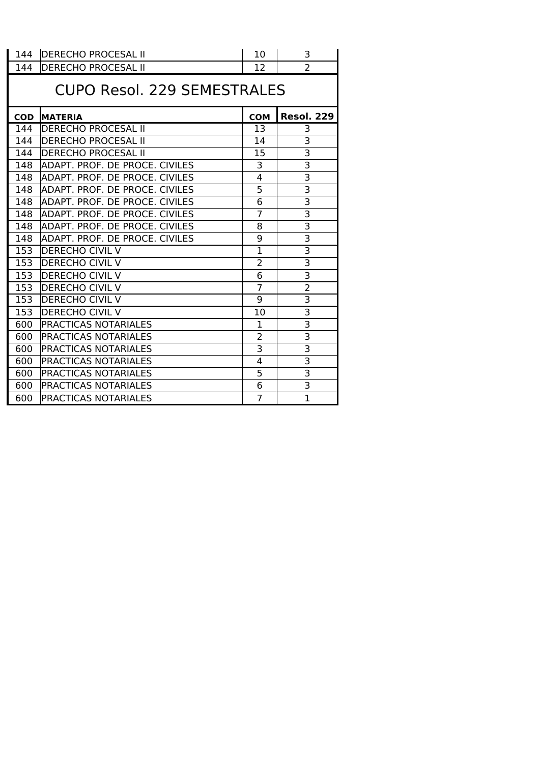| | | | |
|---|---|---|---|
| 144 | DERECHO PROCESAL II | 10 | 3 |
| 144 | DERECHO PROCESAL II | 12 | 2 |

## CUPO Resol. 229 SEMESTRALES

| COD | MATERIA | COM | Resol. 229 |
|---|---|---|---|
| 144 | DERECHO PROCESAL II | 13 | 3 |
| 144 | DERECHO PROCESAL II | 14 | 3 |
| 144 | DERECHO PROCESAL II | 15 | 3 |
| 148 | ADAPT. PROF. DE PROCE. CIVILES | 3 | 3 |
| 148 | ADAPT. PROF. DE PROCE. CIVILES | 4 | 3 |
| 148 | ADAPT. PROF. DE PROCE. CIVILES | 5 | 3 |
| 148 | ADAPT. PROF. DE PROCE. CIVILES | 6 | 3 |
| 148 | ADAPT. PROF. DE PROCE. CIVILES | 7 | 3 |
| 148 | ADAPT. PROF. DE PROCE. CIVILES | 8 | 3 |
| 148 | ADAPT. PROF. DE PROCE. CIVILES | 9 | 3 |
| 153 | DERECHO CIVIL V | 1 | 3 |
| 153 | DERECHO CIVIL V | 2 | 3 |
| 153 | DERECHO CIVIL V | 6 | 3 |
| 153 | DERECHO CIVIL V | 7 | 2 |
| 153 | DERECHO CIVIL V | 9 | 3 |
| 153 | DERECHO CIVIL V | 10 | 3 |
| 600 | PRACTICAS NOTARIALES | 1 | 3 |
| 600 | PRACTICAS NOTARIALES | 2 | 3 |
| 600 | PRACTICAS NOTARIALES | 3 | 3 |
| 600 | PRACTICAS NOTARIALES | 4 | 3 |
| 600 | PRACTICAS NOTARIALES | 5 | 3 |
| 600 | PRACTICAS NOTARIALES | 6 | 3 |
| 600 | PRACTICAS NOTARIALES | 7 | 1 |